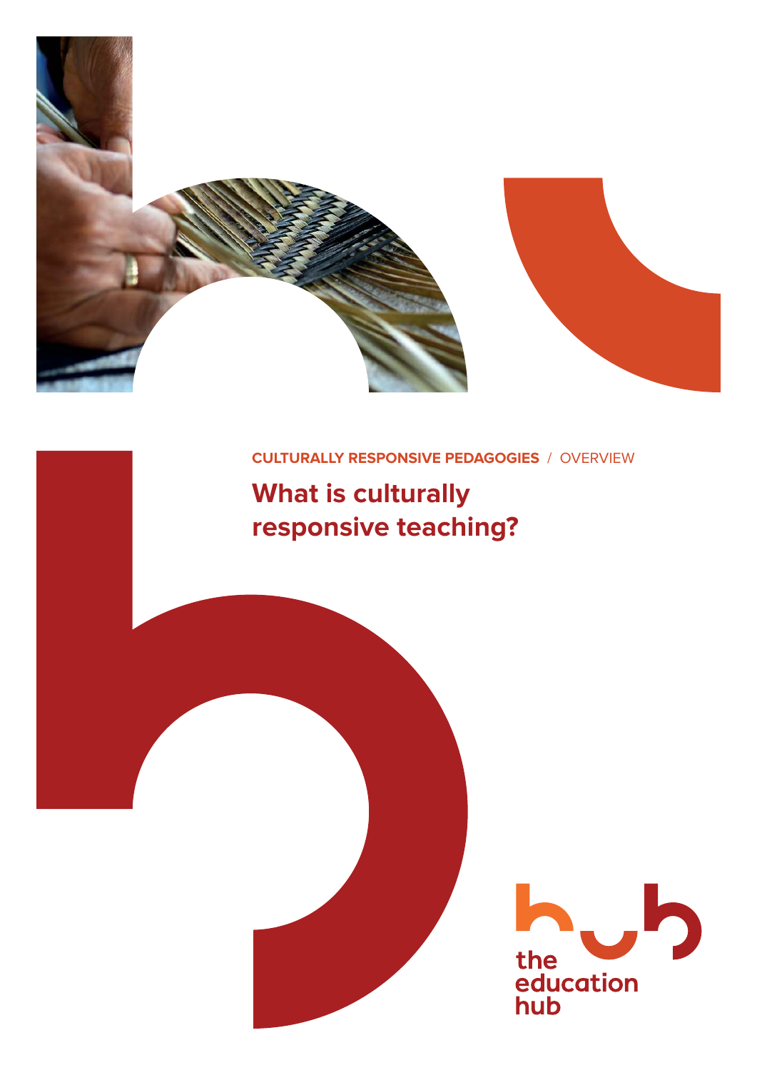**CULTURALLY RESPONSIVE PEDAGOGIES** / OVERVIEW

# What is culturally responsive teaching?

the education hub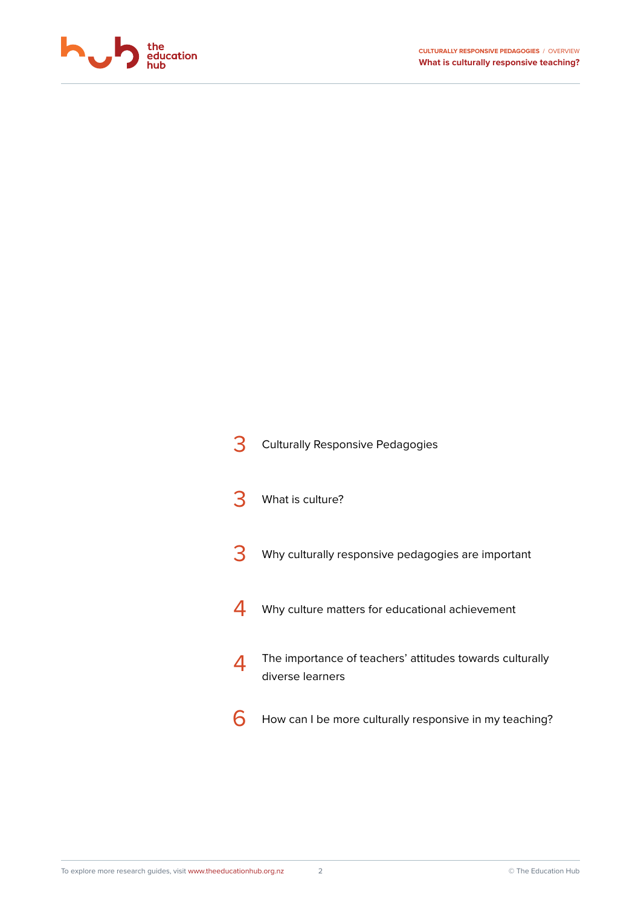3 Culturally Responsive Pedagogies

3 What is culture?

3 Why culturally responsive pedagogies are important

4 Why culture matters for educational achievement

4 The importance of teachers' attitudes towards culturally diverse learners

6 How can I be more culturally responsive in my teaching?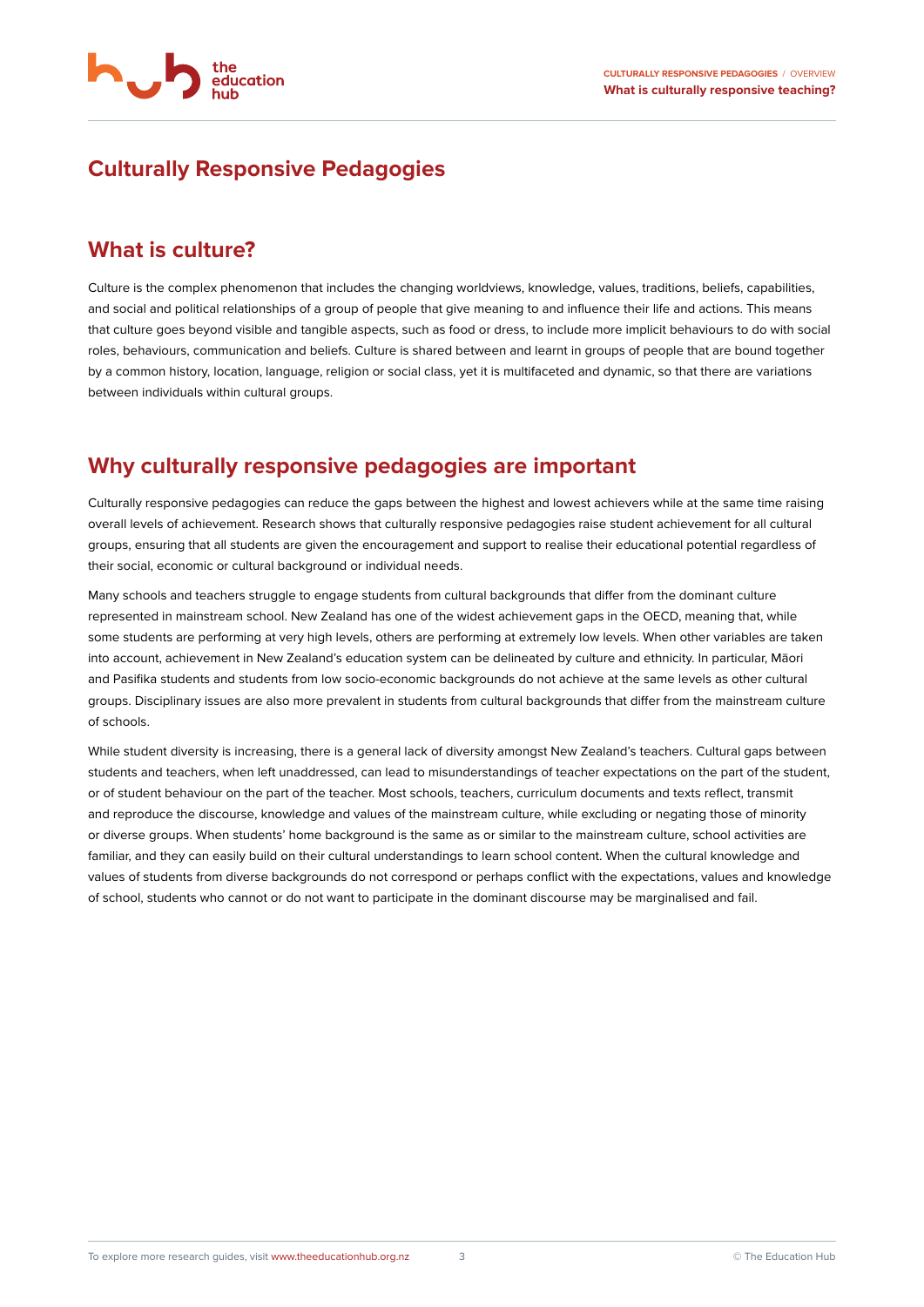# Culturally Responsive Pedagogies

## What is culture?

Culture is the complex phenomenon that includes the changing worldviews, knowledge, values, traditions, beliefs, capabilities, and social and political relationships of a group of people that give meaning to and influence their life and actions. This means that culture goes beyond visible and tangible aspects, such as food or dress, to include more implicit behaviours to do with social roles, behaviours, communication and beliefs. Culture is shared between and learnt in groups of people that are bound together by a common history, location, language, religion or social class, yet it is multifaceted and dynamic, so that there are variations between individuals within cultural groups.

## Why culturally responsive pedagogies are important

Culturally responsive pedagogies can reduce the gaps between the highest and lowest achievers while at the same time raising overall levels of achievement. Research shows that culturally responsive pedagogies raise student achievement for all cultural groups, ensuring that all students are given the encouragement and support to realise their educational potential regardless of their social, economic or cultural background or individual needs.

Many schools and teachers struggle to engage students from cultural backgrounds that differ from the dominant culture represented in mainstream school. New Zealand has one of the widest achievement gaps in the OECD, meaning that, while some students are performing at very high levels, others are performing at extremely low levels. When other variables are taken into account, achievement in New Zealand's education system can be delineated by culture and ethnicity. In particular, Māori and Pasifika students and students from low socio-economic backgrounds do not achieve at the same levels as other cultural groups. Disciplinary issues are also more prevalent in students from cultural backgrounds that differ from the mainstream culture of schools.

While student diversity is increasing, there is a general lack of diversity amongst New Zealand's teachers. Cultural gaps between students and teachers, when left unaddressed, can lead to misunderstandings of teacher expectations on the part of the student, or of student behaviour on the part of the teacher. Most schools, teachers, curriculum documents and texts reflect, transmit and reproduce the discourse, knowledge and values of the mainstream culture, while excluding or negating those of minority or diverse groups. When students' home background is the same as or similar to the mainstream culture, school activities are familiar, and they can easily build on their cultural understandings to learn school content. When the cultural knowledge and values of students from diverse backgrounds do not correspond or perhaps conflict with the expectations, values and knowledge of school, students who cannot or do not want to participate in the dominant discourse may be marginalised and fail.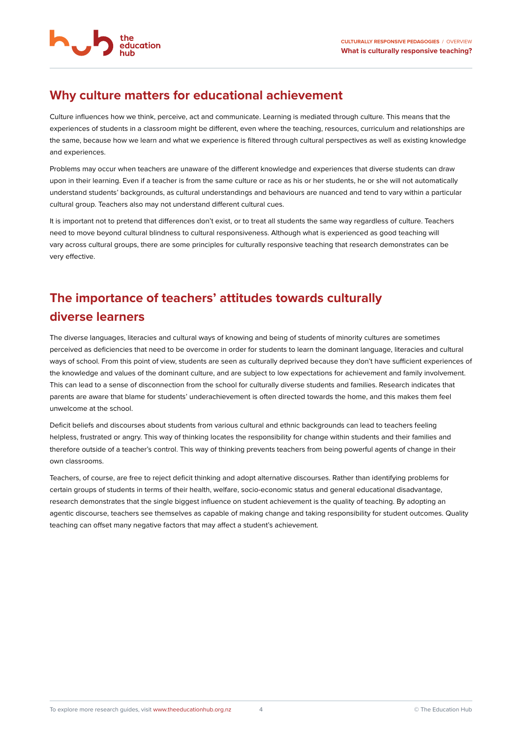## Why culture matters for educational achievement

Culture influences how we think, perceive, act and communicate. Learning is mediated through culture. This means that the experiences of students in a classroom might be different, even where the teaching, resources, curriculum and relationships are the same, because how we learn and what we experience is filtered through cultural perspectives as well as existing knowledge and experiences.

Problems may occur when teachers are unaware of the different knowledge and experiences that diverse students can draw upon in their learning. Even if a teacher is from the same culture or race as his or her students, he or she will not automatically understand students' backgrounds, as cultural understandings and behaviours are nuanced and tend to vary within a particular cultural group. Teachers also may not understand different cultural cues.

It is important not to pretend that differences don't exist, or to treat all students the same way regardless of culture. Teachers need to move beyond cultural blindness to cultural responsiveness. Although what is experienced as good teaching will vary across cultural groups, there are some principles for culturally responsive teaching that research demonstrates can be very effective.

## The importance of teachers' attitudes towards culturally diverse learners

The diverse languages, literacies and cultural ways of knowing and being of students of minority cultures are sometimes perceived as deficiencies that need to be overcome in order for students to learn the dominant language, literacies and cultural ways of school. From this point of view, students are seen as culturally deprived because they don't have sufficient experiences of the knowledge and values of the dominant culture, and are subject to low expectations for achievement and family involvement. This can lead to a sense of disconnection from the school for culturally diverse students and families. Research indicates that parents are aware that blame for students' underachievement is often directed towards the home, and this makes them feel unwelcome at the school.

Deficit beliefs and discourses about students from various cultural and ethnic backgrounds can lead to teachers feeling helpless, frustrated or angry. This way of thinking locates the responsibility for change within students and their families and therefore outside of a teacher's control. This way of thinking prevents teachers from being powerful agents of change in their own classrooms.

Teachers, of course, are free to reject deficit thinking and adopt alternative discourses. Rather than identifying problems for certain groups of students in terms of their health, welfare, socio-economic status and general educational disadvantage, research demonstrates that the single biggest influence on student achievement is the quality of teaching. By adopting an agentic discourse, teachers see themselves as capable of making change and taking responsibility for student outcomes. Quality teaching can offset many negative factors that may affect a student's achievement.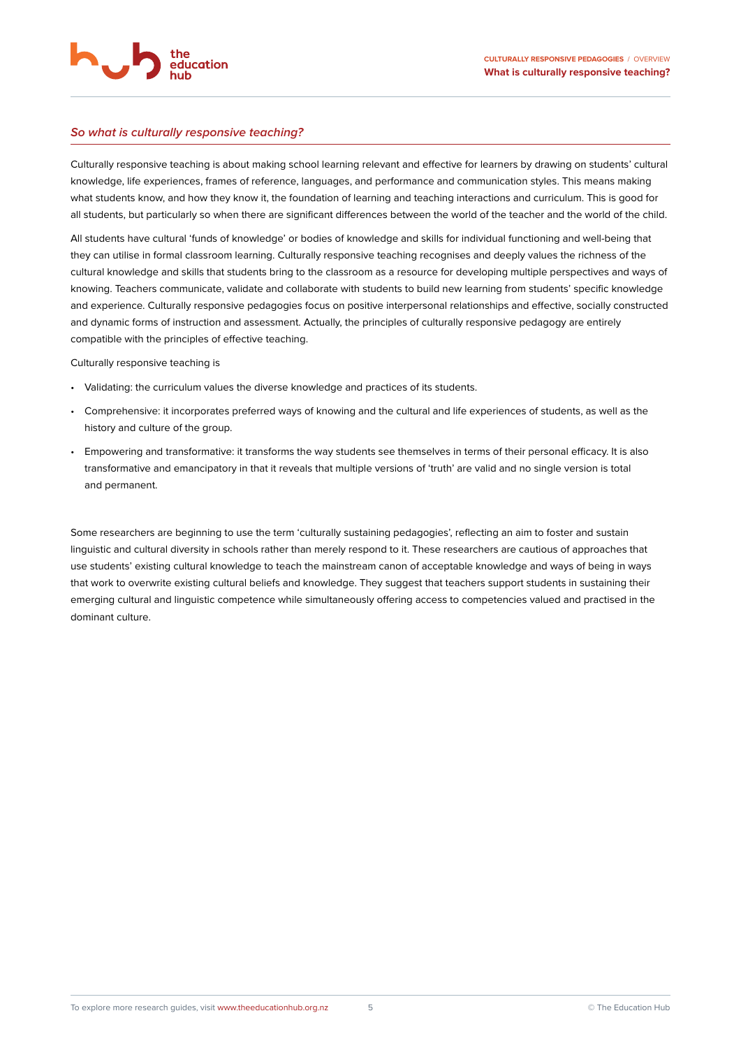## *So what is culturally responsive teaching?*

Culturally responsive teaching is about making school learning relevant and effective for learners by drawing on students' cultural knowledge, life experiences, frames of reference, languages, and performance and communication styles. This means making what students know, and how they know it, the foundation of learning and teaching interactions and curriculum. This is good for all students, but particularly so when there are significant differences between the world of the teacher and the world of the child.

All students have cultural 'funds of knowledge' or bodies of knowledge and skills for individual functioning and well-being that they can utilise in formal classroom learning. Culturally responsive teaching recognises and deeply values the richness of the cultural knowledge and skills that students bring to the classroom as a resource for developing multiple perspectives and ways of knowing. Teachers communicate, validate and collaborate with students to build new learning from students' specific knowledge and experience. Culturally responsive pedagogies focus on positive interpersonal relationships and effective, socially constructed and dynamic forms of instruction and assessment. Actually, the principles of culturally responsive pedagogy are entirely compatible with the principles of effective teaching.

Culturally responsive teaching is

- Validating: the curriculum values the diverse knowledge and practices of its students.
- Comprehensive: it incorporates preferred ways of knowing and the cultural and life experiences of students, as well as the history and culture of the group.
- Empowering and transformative: it transforms the way students see themselves in terms of their personal efficacy. It is also transformative and emancipatory in that it reveals that multiple versions of 'truth' are valid and no single version is total and permanent.

Some researchers are beginning to use the term 'culturally sustaining pedagogies', reflecting an aim to foster and sustain linguistic and cultural diversity in schools rather than merely respond to it. These researchers are cautious of approaches that use students' existing cultural knowledge to teach the mainstream canon of acceptable knowledge and ways of being in ways that work to overwrite existing cultural beliefs and knowledge. They suggest that teachers support students in sustaining their emerging cultural and linguistic competence while simultaneously offering access to competencies valued and practised in the dominant culture.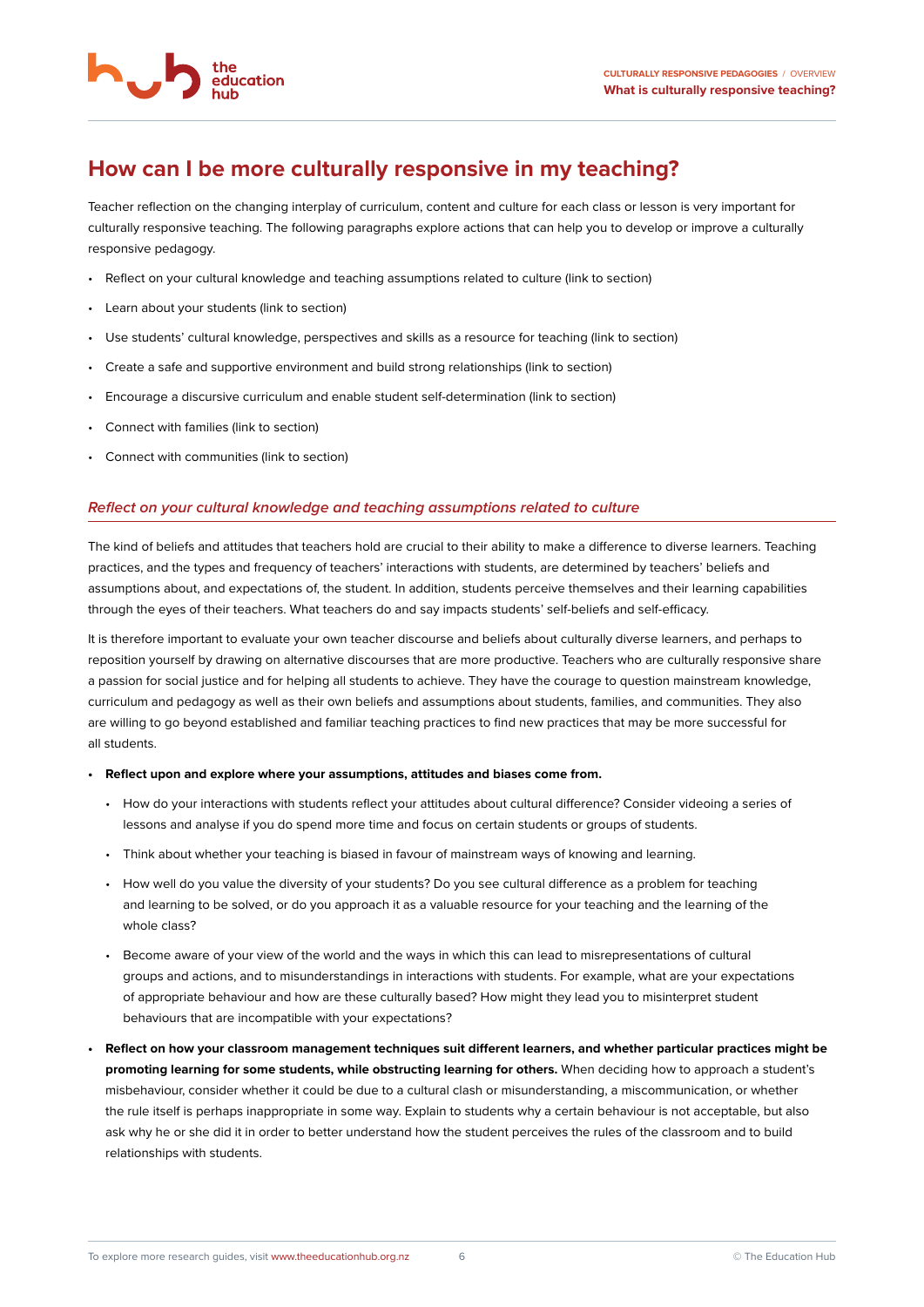# How can I be more culturally responsive in my teaching?

Teacher reflection on the changing interplay of curriculum, content and culture for each class or lesson is very important for culturally responsive teaching. The following paragraphs explore actions that can help you to develop or improve a culturally responsive pedagogy.

- Reflect on your cultural knowledge and teaching assumptions related to culture (link to section)
- Learn about your students (link to section)
- Use students' cultural knowledge, perspectives and skills as a resource for teaching (link to section)
- Create a safe and supportive environment and build strong relationships (link to section)
- Encourage a discursive curriculum and enable student self-determination (link to section)
- Connect with families (link to section)
- Connect with communities (link to section)

## *Reflect on your cultural knowledge and teaching assumptions related to culture*

The kind of beliefs and attitudes that teachers hold are crucial to their ability to make a difference to diverse learners. Teaching practices, and the types and frequency of teachers' interactions with students, are determined by teachers' beliefs and assumptions about, and expectations of, the student. In addition, students perceive themselves and their learning capabilities through the eyes of their teachers. What teachers do and say impacts students' self-beliefs and self-efficacy.

It is therefore important to evaluate your own teacher discourse and beliefs about culturally diverse learners, and perhaps to reposition yourself by drawing on alternative discourses that are more productive. Teachers who are culturally responsive share a passion for social justice and for helping all students to achieve. They have the courage to question mainstream knowledge, curriculum and pedagogy as well as their own beliefs and assumptions about students, families, and communities. They also are willing to go beyond established and familiar teaching practices to find new practices that may be more successful for all students.

- **Reflect upon and explore where your assumptions, attitudes and biases come from.**
  - How do your interactions with students reflect your attitudes about cultural difference? Consider videoing a series of lessons and analyse if you do spend more time and focus on certain students or groups of students.
  - Think about whether your teaching is biased in favour of mainstream ways of knowing and learning.
  - How well do you value the diversity of your students? Do you see cultural difference as a problem for teaching and learning to be solved, or do you approach it as a valuable resource for your teaching and the learning of the whole class?
  - Become aware of your view of the world and the ways in which this can lead to misrepresentations of cultural groups and actions, and to misunderstandings in interactions with students. For example, what are your expectations of appropriate behaviour and how are these culturally based? How might they lead you to misinterpret student behaviours that are incompatible with your expectations?
- **Reflect on how your classroom management techniques suit different learners, and whether particular practices might be promoting learning for some students, while obstructing learning for others.** When deciding how to approach a student's misbehaviour, consider whether it could be due to a cultural clash or misunderstanding, a miscommunication, or whether the rule itself is perhaps inappropriate in some way. Explain to students why a certain behaviour is not acceptable, but also ask why he or she did it in order to better understand how the student perceives the rules of the classroom and to build relationships with students.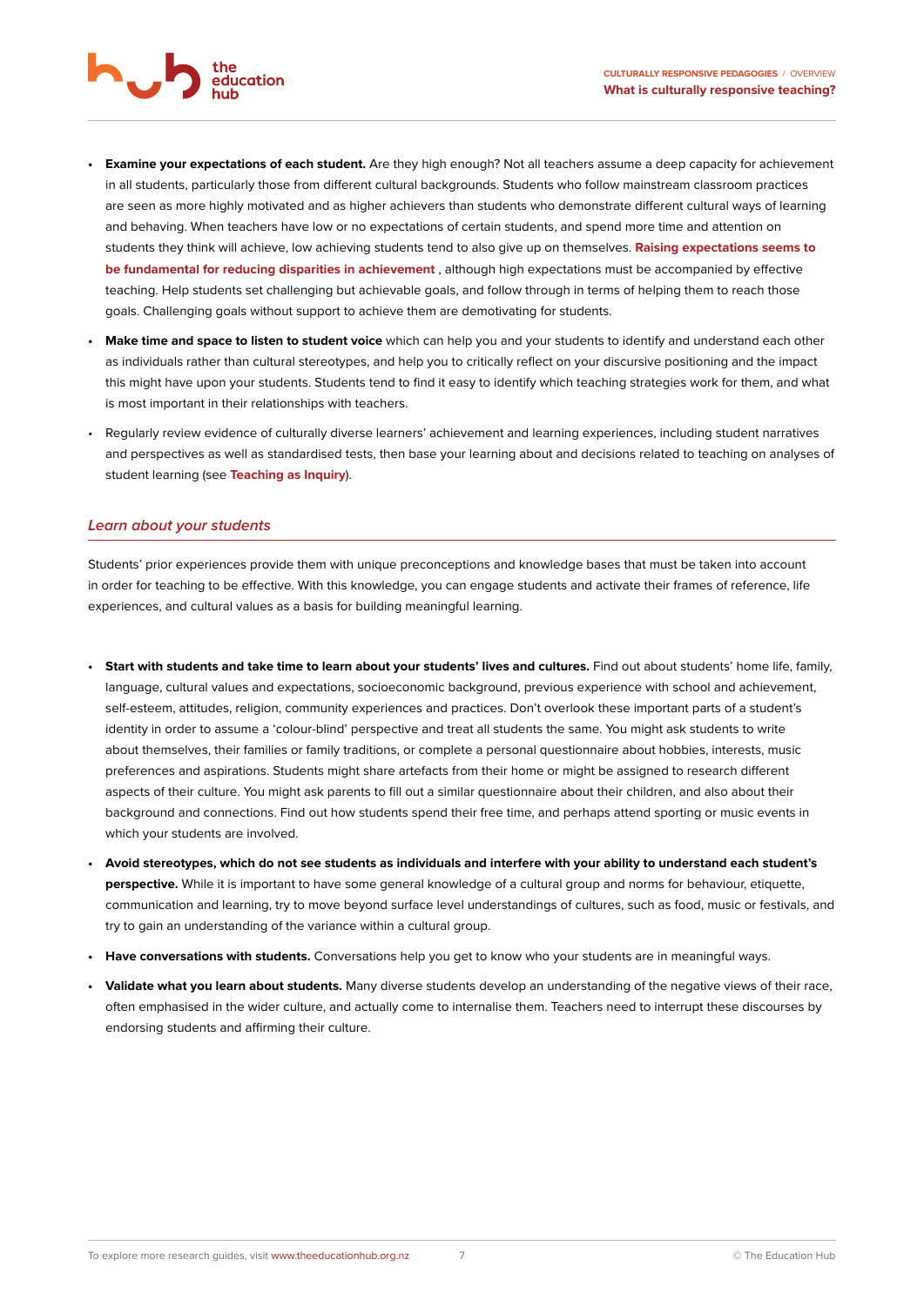- **Examine your expectations of each student.** Are they high enough? Not all teachers assume a deep capacity for achievement in all students, particularly those from different cultural backgrounds. Students who follow mainstream classroom practices are seen as more highly motivated and as higher achievers than students who demonstrate different cultural ways of learning and behaving. When teachers have low or no expectations of certain students, and spend more time and attention on students they think will achieve, low achieving students tend to also give up on themselves. **Raising expectations seems to be fundamental for reducing disparities in achievement** , although high expectations must be accompanied by effective teaching. Help students set challenging but achievable goals, and follow through in terms of helping them to reach those goals. Challenging goals without support to achieve them are demotivating for students.
- **Make time and space to listen to student voice** which can help you and your students to identify and understand each other as individuals rather than cultural stereotypes, and help you to critically reflect on your discursive positioning and the impact this might have upon your students. Students tend to find it easy to identify which teaching strategies work for them, and what is most important in their relationships with teachers.
- Regularly review evidence of culturally diverse learners' achievement and learning experiences, including student narratives and perspectives as well as standardised tests, then base your learning about and decisions related to teaching on analyses of student learning (see **Teaching as Inquiry**).

### *Learn about your students*

Students' prior experiences provide them with unique preconceptions and knowledge bases that must be taken into account in order for teaching to be effective. With this knowledge, you can engage students and activate their frames of reference, life experiences, and cultural values as a basis for building meaningful learning.

- **Start with students and take time to learn about your students' lives and cultures.** Find out about students' home life, family, language, cultural values and expectations, socioeconomic background, previous experience with school and achievement, self-esteem, attitudes, religion, community experiences and practices. Don't overlook these important parts of a student's identity in order to assume a 'colour-blind' perspective and treat all students the same. You might ask students to write about themselves, their families or family traditions, or complete a personal questionnaire about hobbies, interests, music preferences and aspirations. Students might share artefacts from their home or might be assigned to research different aspects of their culture. You might ask parents to fill out a similar questionnaire about their children, and also about their background and connections. Find out how students spend their free time, and perhaps attend sporting or music events in which your students are involved.
- **Avoid stereotypes, which do not see students as individuals and interfere with your ability to understand each student's perspective.** While it is important to have some general knowledge of a cultural group and norms for behaviour, etiquette, communication and learning, try to move beyond surface level understandings of cultures, such as food, music or festivals, and try to gain an understanding of the variance within a cultural group.
- **Have conversations with students.** Conversations help you get to know who your students are in meaningful ways.
- **Validate what you learn about students.** Many diverse students develop an understanding of the negative views of their race, often emphasised in the wider culture, and actually come to internalise them. Teachers need to interrupt these discourses by endorsing students and affirming their culture.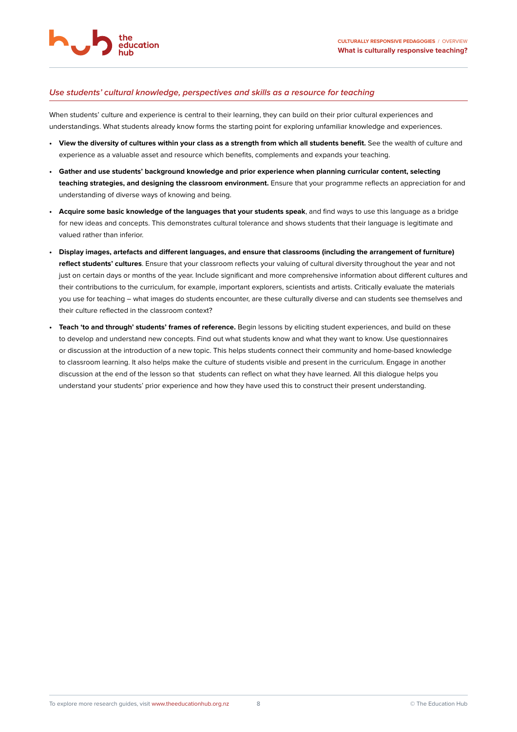### *Use students' cultural knowledge, perspectives and skills as a resource for teaching*

When students' culture and experience is central to their learning, they can build on their prior cultural experiences and understandings. What students already know forms the starting point for exploring unfamiliar knowledge and experiences.

- **View the diversity of cultures within your class as a strength from which all students benefit.** See the wealth of culture and experience as a valuable asset and resource which benefits, complements and expands your teaching.
- **Gather and use students' background knowledge and prior experience when planning curricular content, selecting teaching strategies, and designing the classroom environment.** Ensure that your programme reflects an appreciation for and understanding of diverse ways of knowing and being.
- **Acquire some basic knowledge of the languages that your students speak**, and find ways to use this language as a bridge for new ideas and concepts. This demonstrates cultural tolerance and shows students that their language is legitimate and valued rather than inferior.
- **Display images, artefacts and different languages, and ensure that classrooms (including the arrangement of furniture) reflect students' cultures**. Ensure that your classroom reflects your valuing of cultural diversity throughout the year and not just on certain days or months of the year. Include significant and more comprehensive information about different cultures and their contributions to the curriculum, for example, important explorers, scientists and artists. Critically evaluate the materials you use for teaching – what images do students encounter, are these culturally diverse and can students see themselves and their culture reflected in the classroom context?
- **Teach 'to and through' students' frames of reference.** Begin lessons by eliciting student experiences, and build on these to develop and understand new concepts. Find out what students know and what they want to know. Use questionnaires or discussion at the introduction of a new topic. This helps students connect their community and home-based knowledge to classroom learning. It also helps make the culture of students visible and present in the curriculum. Engage in another discussion at the end of the lesson so that students can reflect on what they have learned. All this dialogue helps you understand your students' prior experience and how they have used this to construct their present understanding.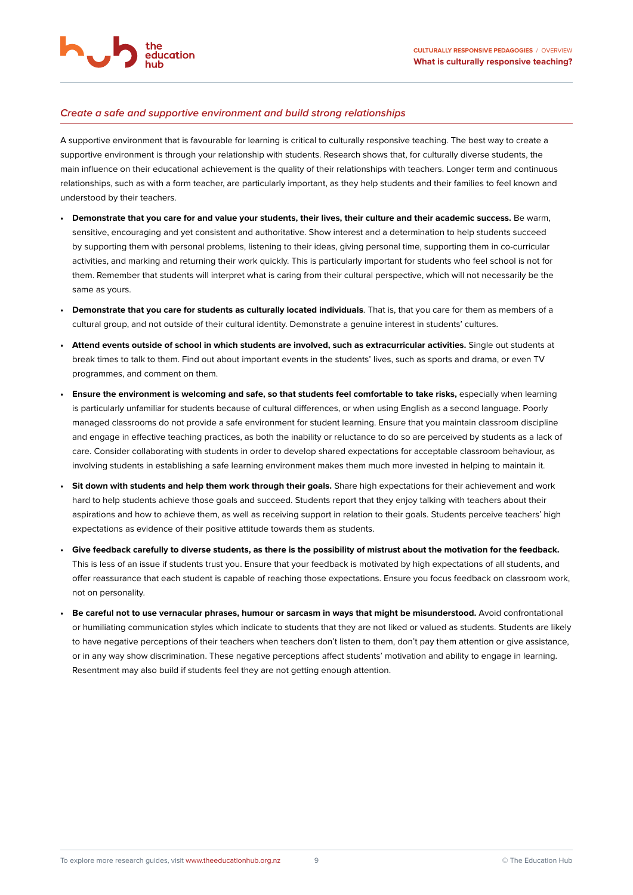### *Create a safe and supportive environment and build strong relationships*

A supportive environment that is favourable for learning is critical to culturally responsive teaching. The best way to create a supportive environment is through your relationship with students. Research shows that, for culturally diverse students, the main influence on their educational achievement is the quality of their relationships with teachers. Longer term and continuous relationships, such as with a form teacher, are particularly important, as they help students and their families to feel known and understood by their teachers.

- **Demonstrate that you care for and value your students, their lives, their culture and their academic success.** Be warm, sensitive, encouraging and yet consistent and authoritative. Show interest and a determination to help students succeed by supporting them with personal problems, listening to their ideas, giving personal time, supporting them in co-curricular activities, and marking and returning their work quickly. This is particularly important for students who feel school is not for them. Remember that students will interpret what is caring from their cultural perspective, which will not necessarily be the same as yours.
- **Demonstrate that you care for students as culturally located individuals**. That is, that you care for them as members of a cultural group, and not outside of their cultural identity. Demonstrate a genuine interest in students' cultures.
- **Attend events outside of school in which students are involved, such as extracurricular activities.** Single out students at break times to talk to them. Find out about important events in the students' lives, such as sports and drama, or even TV programmes, and comment on them.
- **Ensure the environment is welcoming and safe, so that students feel comfortable to take risks,** especially when learning is particularly unfamiliar for students because of cultural differences, or when using English as a second language. Poorly managed classrooms do not provide a safe environment for student learning. Ensure that you maintain classroom discipline and engage in effective teaching practices, as both the inability or reluctance to do so are perceived by students as a lack of care. Consider collaborating with students in order to develop shared expectations for acceptable classroom behaviour, as involving students in establishing a safe learning environment makes them much more invested in helping to maintain it.
- **Sit down with students and help them work through their goals.** Share high expectations for their achievement and work hard to help students achieve those goals and succeed. Students report that they enjoy talking with teachers about their aspirations and how to achieve them, as well as receiving support in relation to their goals. Students perceive teachers' high expectations as evidence of their positive attitude towards them as students.
- **Give feedback carefully to diverse students, as there is the possibility of mistrust about the motivation for the feedback.** This is less of an issue if students trust you. Ensure that your feedback is motivated by high expectations of all students, and offer reassurance that each student is capable of reaching those expectations. Ensure you focus feedback on classroom work, not on personality.
- **Be careful not to use vernacular phrases, humour or sarcasm in ways that might be misunderstood.** Avoid confrontational or humiliating communication styles which indicate to students that they are not liked or valued as students. Students are likely to have negative perceptions of their teachers when teachers don't listen to them, don't pay them attention or give assistance, or in any way show discrimination. These negative perceptions affect students' motivation and ability to engage in learning. Resentment may also build if students feel they are not getting enough attention.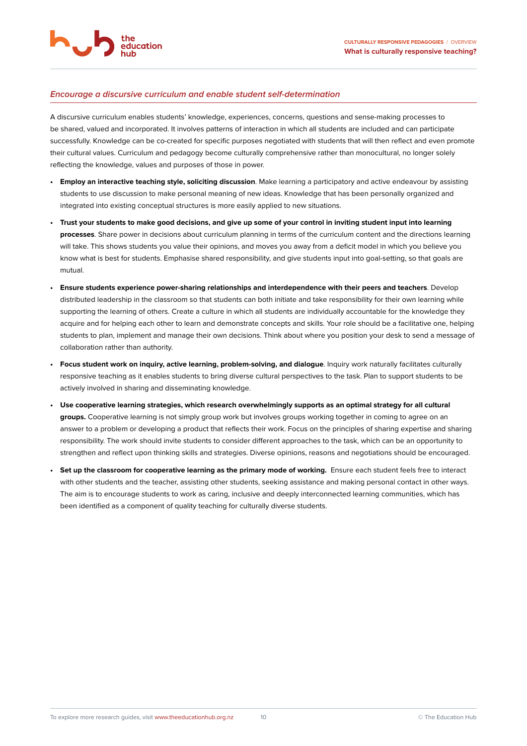### *Encourage a discursive curriculum and enable student self-determination*

A discursive curriculum enables students' knowledge, experiences, concerns, questions and sense-making processes to be shared, valued and incorporated. It involves patterns of interaction in which all students are included and can participate successfully. Knowledge can be co-created for specific purposes negotiated with students that will then reflect and even promote their cultural values. Curriculum and pedagogy become culturally comprehensive rather than monocultural, no longer solely reflecting the knowledge, values and purposes of those in power.

- **Employ an interactive teaching style, soliciting discussion**. Make learning a participatory and active endeavour by assisting students to use discussion to make personal meaning of new ideas. Knowledge that has been personally organized and integrated into existing conceptual structures is more easily applied to new situations.
- **Trust your students to make good decisions, and give up some of your control in inviting student input into learning processes**. Share power in decisions about curriculum planning in terms of the curriculum content and the directions learning will take. This shows students you value their opinions, and moves you away from a deficit model in which you believe you know what is best for students. Emphasise shared responsibility, and give students input into goal-setting, so that goals are mutual.
- **Ensure students experience power-sharing relationships and interdependence with their peers and teachers**. Develop distributed leadership in the classroom so that students can both initiate and take responsibility for their own learning while supporting the learning of others. Create a culture in which all students are individually accountable for the knowledge they acquire and for helping each other to learn and demonstrate concepts and skills. Your role should be a facilitative one, helping students to plan, implement and manage their own decisions. Think about where you position your desk to send a message of collaboration rather than authority.
- **Focus student work on inquiry, active learning, problem-solving, and dialogue**. Inquiry work naturally facilitates culturally responsive teaching as it enables students to bring diverse cultural perspectives to the task. Plan to support students to be actively involved in sharing and disseminating knowledge.
- **Use cooperative learning strategies, which research overwhelmingly supports as an optimal strategy for all cultural groups.** Cooperative learning is not simply group work but involves groups working together in coming to agree on an answer to a problem or developing a product that reflects their work. Focus on the principles of sharing expertise and sharing responsibility. The work should invite students to consider different approaches to the task, which can be an opportunity to strengthen and reflect upon thinking skills and strategies. Diverse opinions, reasons and negotiations should be encouraged.
- **Set up the classroom for cooperative learning as the primary mode of working.** Ensure each student feels free to interact with other students and the teacher, assisting other students, seeking assistance and making personal contact in other ways. The aim is to encourage students to work as caring, inclusive and deeply interconnected learning communities, which has been identified as a component of quality teaching for culturally diverse students.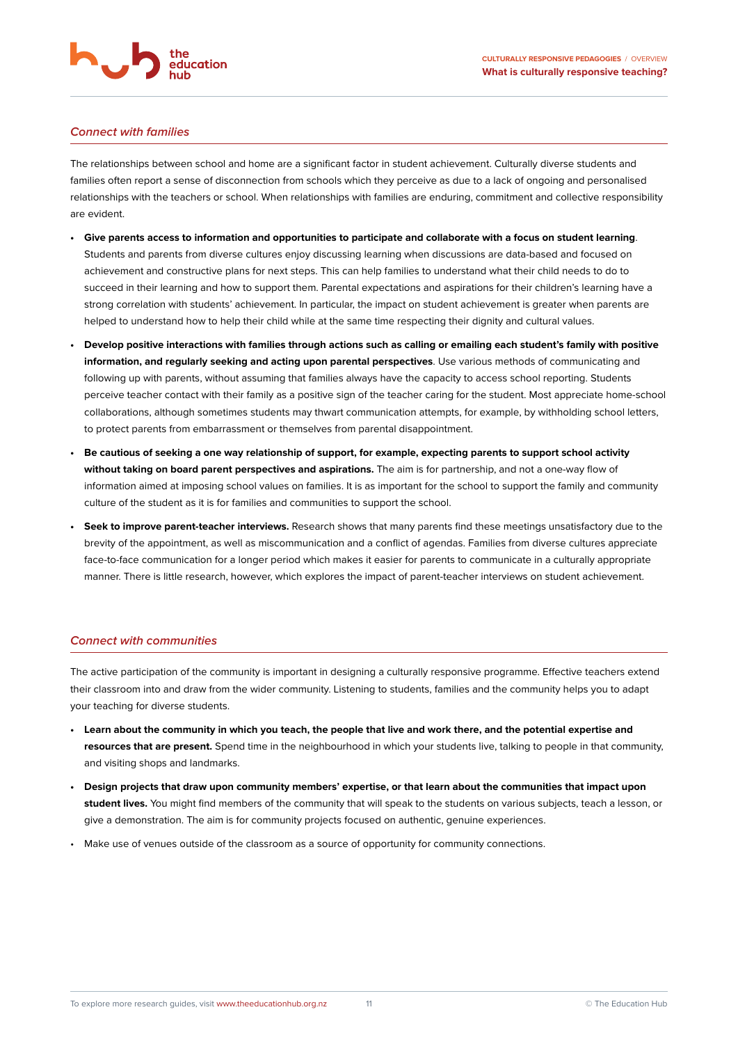### *Connect with families*

The relationships between school and home are a significant factor in student achievement. Culturally diverse students and families often report a sense of disconnection from schools which they perceive as due to a lack of ongoing and personalised relationships with the teachers or school. When relationships with families are enduring, commitment and collective responsibility are evident.

- **Give parents access to information and opportunities to participate and collaborate with a focus on student learning**. Students and parents from diverse cultures enjoy discussing learning when discussions are data-based and focused on achievement and constructive plans for next steps. This can help families to understand what their child needs to do to succeed in their learning and how to support them. Parental expectations and aspirations for their children's learning have a strong correlation with students' achievement. In particular, the impact on student achievement is greater when parents are helped to understand how to help their child while at the same time respecting their dignity and cultural values.
- **Develop positive interactions with families through actions such as calling or emailing each student's family with positive information, and regularly seeking and acting upon parental perspectives**. Use various methods of communicating and following up with parents, without assuming that families always have the capacity to access school reporting. Students perceive teacher contact with their family as a positive sign of the teacher caring for the student. Most appreciate home-school collaborations, although sometimes students may thwart communication attempts, for example, by withholding school letters, to protect parents from embarrassment or themselves from parental disappointment.
- **Be cautious of seeking a one way relationship of support, for example, expecting parents to support school activity without taking on board parent perspectives and aspirations.** The aim is for partnership, and not a one-way flow of information aimed at imposing school values on families. It is as important for the school to support the family and community culture of the student as it is for families and communities to support the school.
- **Seek to improve parent-teacher interviews.** Research shows that many parents find these meetings unsatisfactory due to the brevity of the appointment, as well as miscommunication and a conflict of agendas. Families from diverse cultures appreciate face-to-face communication for a longer period which makes it easier for parents to communicate in a culturally appropriate manner. There is little research, however, which explores the impact of parent-teacher interviews on student achievement.

### *Connect with communities*

The active participation of the community is important in designing a culturally responsive programme. Effective teachers extend their classroom into and draw from the wider community. Listening to students, families and the community helps you to adapt your teaching for diverse students.

- **Learn about the community in which you teach, the people that live and work there, and the potential expertise and resources that are present.** Spend time in the neighbourhood in which your students live, talking to people in that community, and visiting shops and landmarks.
- **Design projects that draw upon community members' expertise, or that learn about the communities that impact upon student lives.** You might find members of the community that will speak to the students on various subjects, teach a lesson, or give a demonstration. The aim is for community projects focused on authentic, genuine experiences.
- Make use of venues outside of the classroom as a source of opportunity for community connections.